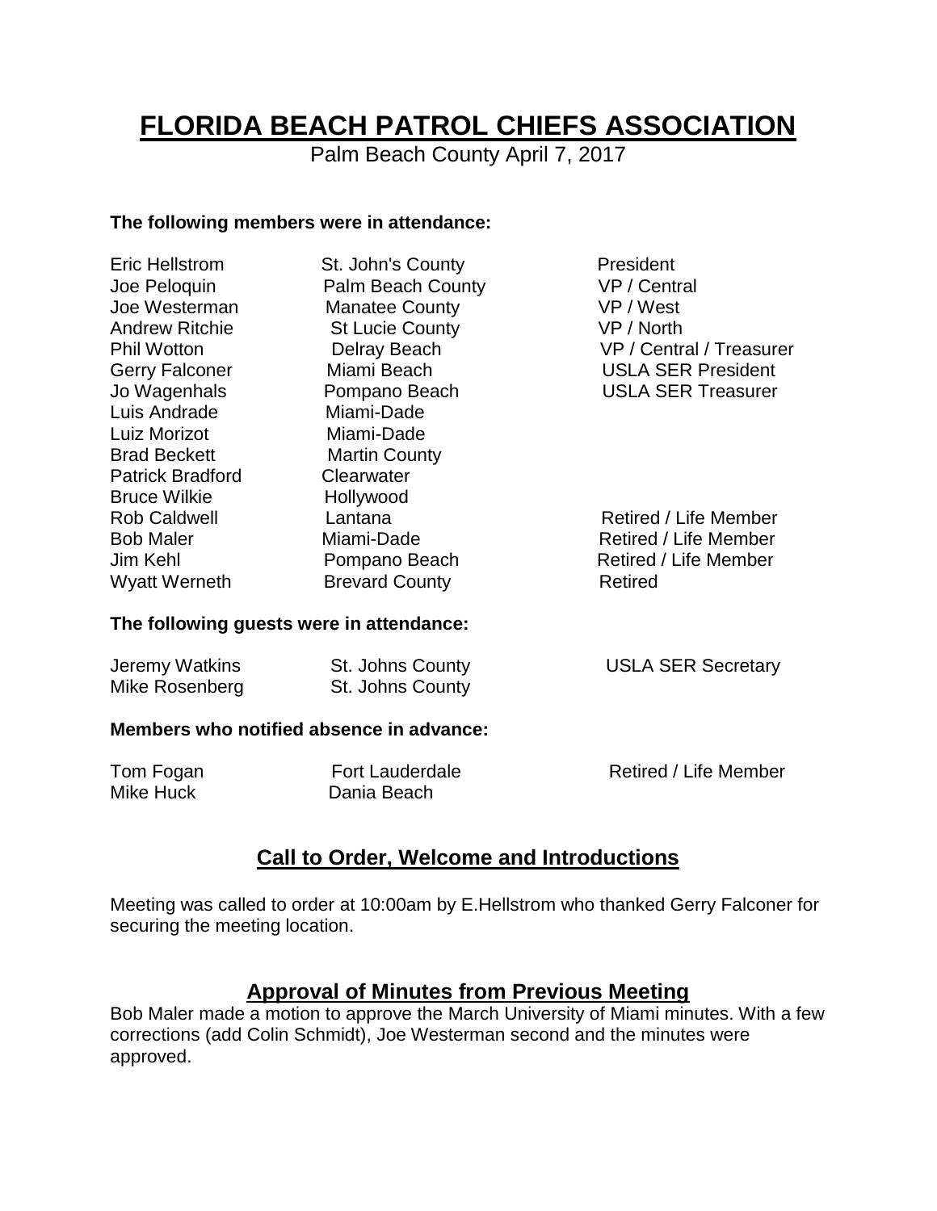# FLORIDA BEACH PATROL CHIEFS ASSOCIATION

Palm Beach County April 7, 2017

**The following members were in attendance:**

| | | |
|---|---|---|
| Eric Hellstrom | St. John's County | President |
| Joe Peloquin | Palm Beach County | VP / Central |
| Joe Westerman | Manatee County | VP / West |
| Andrew Ritchie | St Lucie County | VP / North |
| Phil Wotton | Delray Beach | VP / Central / Treasurer |
| Gerry Falconer | Miami Beach | USLA SER President |
| Jo Wagenhals | Pompano Beach | USLA SER Treasurer |
| Luis Andrade | Miami-Dade | |
| Luiz Morizot | Miami-Dade | |
| Brad Beckett | Martin County | |
| Patrick Bradford | Clearwater | |
| Bruce Wilkie | Hollywood | |
| Rob Caldwell | Lantana | Retired / Life Member |
| Bob Maler | Miami-Dade | Retired / Life Member |
| Jim Kehl | Pompano Beach | Retired / Life Member |
| Wyatt Werneth | Brevard County | Retired |

**The following guests were in attendance:**

| | | |
|---|---|---|
| Jeremy Watkins | St. Johns County | USLA SER Secretary |
| Mike Rosenberg | St. Johns County | |

**Members who notified absence in advance:**

| | | |
|---|---|---|
| Tom Fogan | Fort Lauderdale | Retired / Life Member |
| Mike Huck | Dania Beach | |

## Call to Order, Welcome and Introductions

Meeting was called to order at 10:00am by E.Hellstrom who thanked Gerry Falconer for securing the meeting location.

## Approval of Minutes from Previous Meeting

Bob Maler made a motion to approve the March University of Miami minutes. With a few corrections (add Colin Schmidt), Joe Westerman second and the minutes were approved.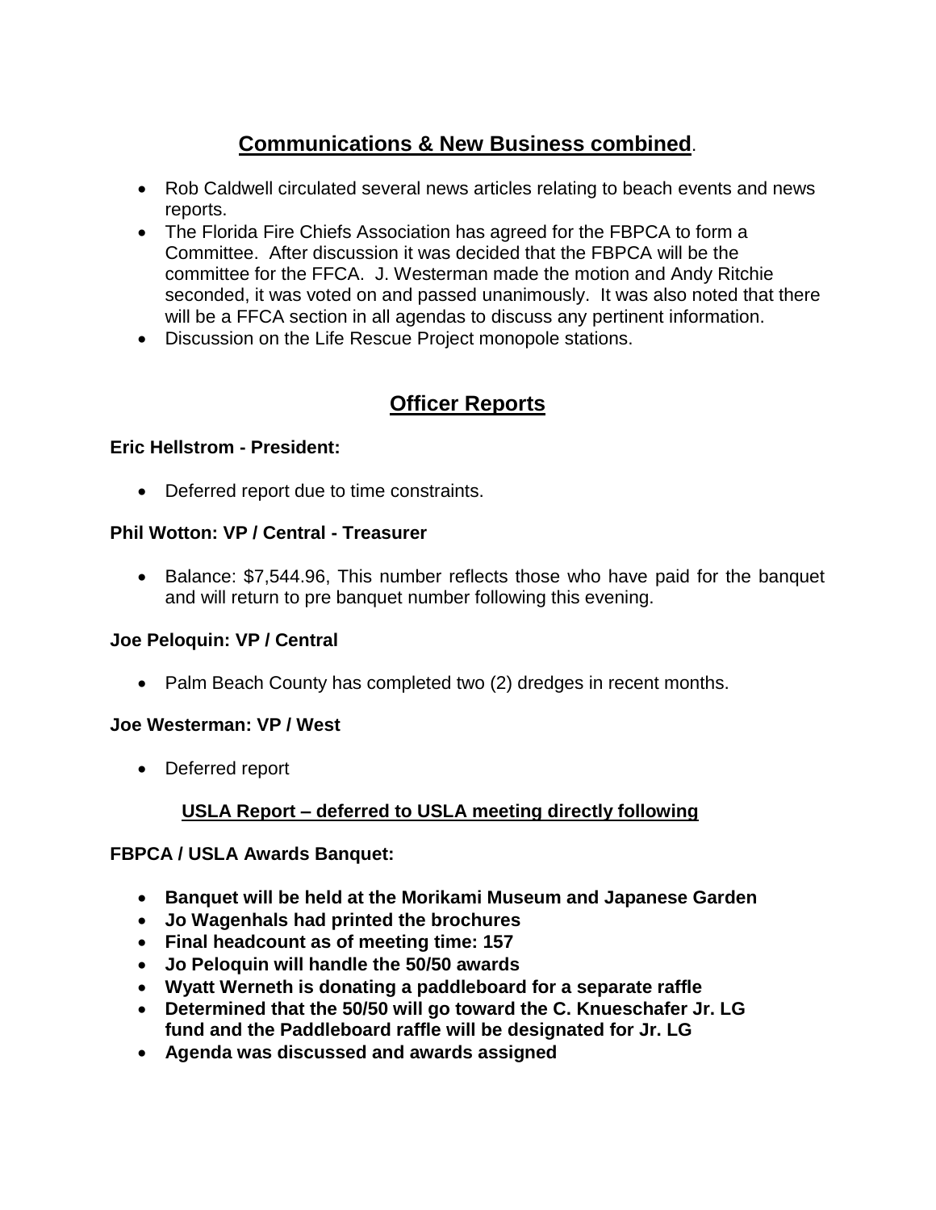## **Communications & New Business combined**.

- Rob Caldwell circulated several news articles relating to beach events and news reports.
- The Florida Fire Chiefs Association has agreed for the FBPCA to form a Committee. After discussion it was decided that the FBPCA will be the committee for the FFCA. J. Westerman made the motion and Andy Ritchie seconded, it was voted on and passed unanimously. It was also noted that there will be a FFCA section in all agendas to discuss any pertinent information.
- Discussion on the Life Rescue Project monopole stations.

## **Officer Reports**

**Eric Hellstrom - President:**

- Deferred report due to time constraints.

**Phil Wotton: VP / Central - Treasurer**

- Balance: $7,544.96, This number reflects those who have paid for the banquet and will return to pre banquet number following this evening.

**Joe Peloquin: VP / Central**

- Palm Beach County has completed two (2) dredges in recent months.

**Joe Westerman: VP / West**

- Deferred report

**USLA Report – deferred to USLA meeting directly following**

**FBPCA / USLA Awards Banquet:**

- **Banquet will be held at the Morikami Museum and Japanese Garden**
- **Jo Wagenhals had printed the brochures**
- **Final headcount as of meeting time: 157**
- **Jo Peloquin will handle the 50/50 awards**
- **Wyatt Werneth is donating a paddleboard for a separate raffle**
- **Determined that the 50/50 will go toward the C. Knueschafer Jr. LG fund and the Paddleboard raffle will be designated for Jr. LG**
- **Agenda was discussed and awards assigned**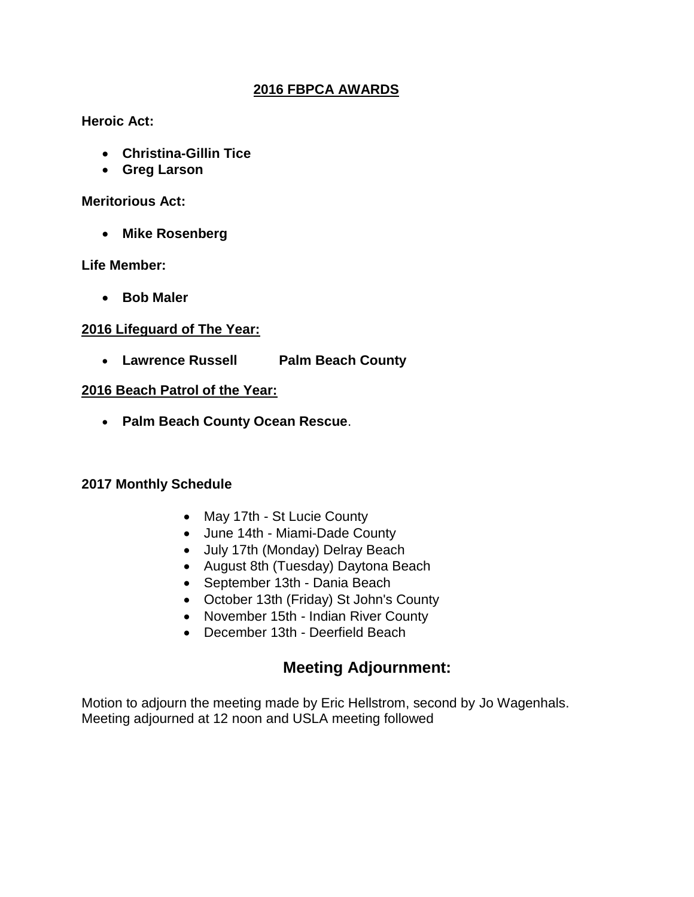## 2016 FBPCA AWARDS

**Heroic Act:**

- **Christina-Gillin Tice**
- **Greg Larson**

**Meritorious Act:**

- **Mike Rosenberg**

**Life Member:**

- **Bob Maler**

**2016 Lifeguard of The Year:**

- **Lawrence Russell Palm Beach County**

**2016 Beach Patrol of the Year:**

- **Palm Beach County Ocean Rescue**.

**2017 Monthly Schedule**

- May 17th - St Lucie County
- June 14th - Miami-Dade County
- July 17th (Monday) Delray Beach
- August 8th (Tuesday) Daytona Beach
- September 13th - Dania Beach
- October 13th (Friday) St John's County
- November 15th - Indian River County
- December 13th - Deerfield Beach

## Meeting Adjournment:

Motion to adjourn the meeting made by Eric Hellstrom, second by Jo Wagenhals.
Meeting adjourned at 12 noon and USLA meeting followed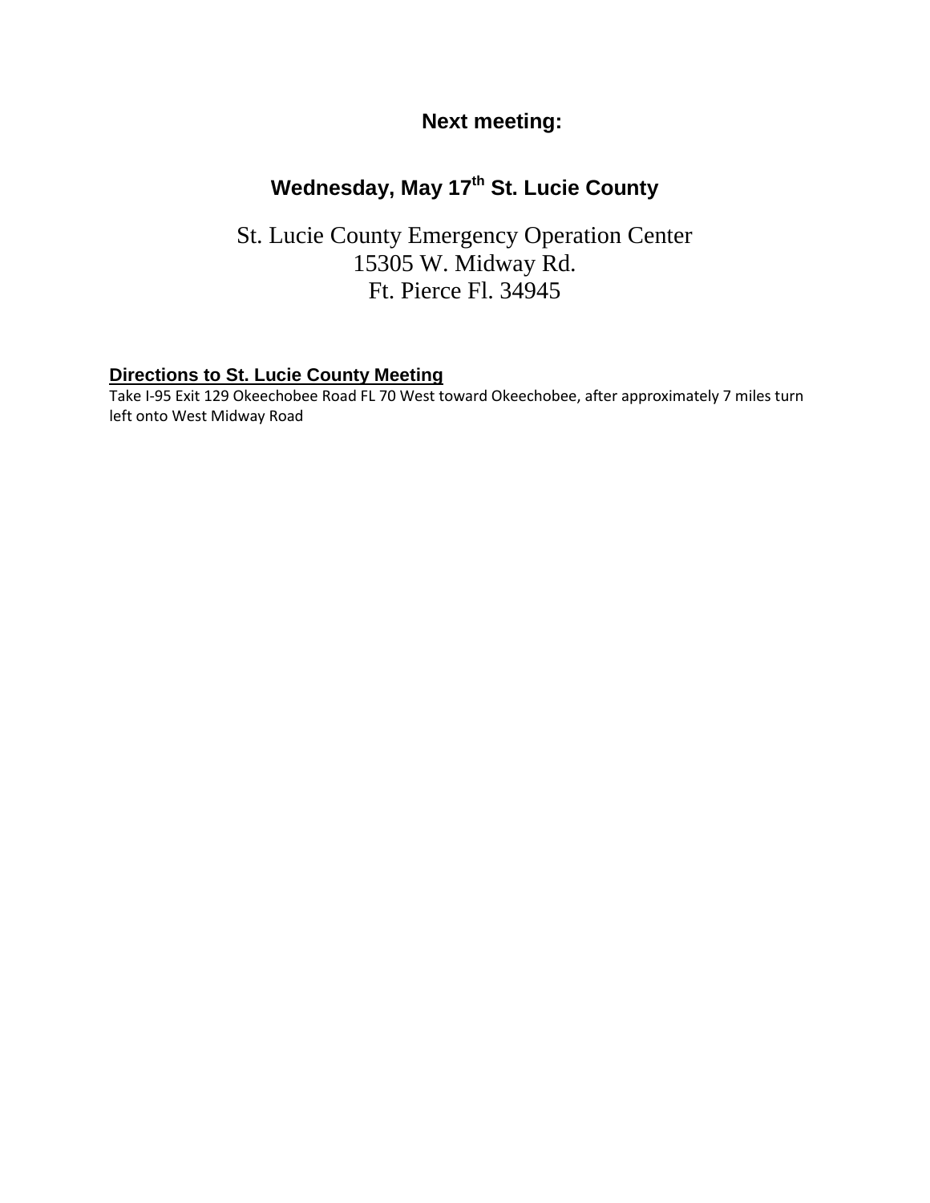**Next meeting:**

**Wednesday, May 17th St. Lucie County**

St. Lucie County Emergency Operation Center
15305 W. Midway Rd.
Ft. Pierce Fl. 34945

**Directions to St. Lucie County Meeting**

Take I-95 Exit 129 Okeechobee Road FL 70 West toward Okeechobee, after approximately 7 miles turn left onto West Midway Road